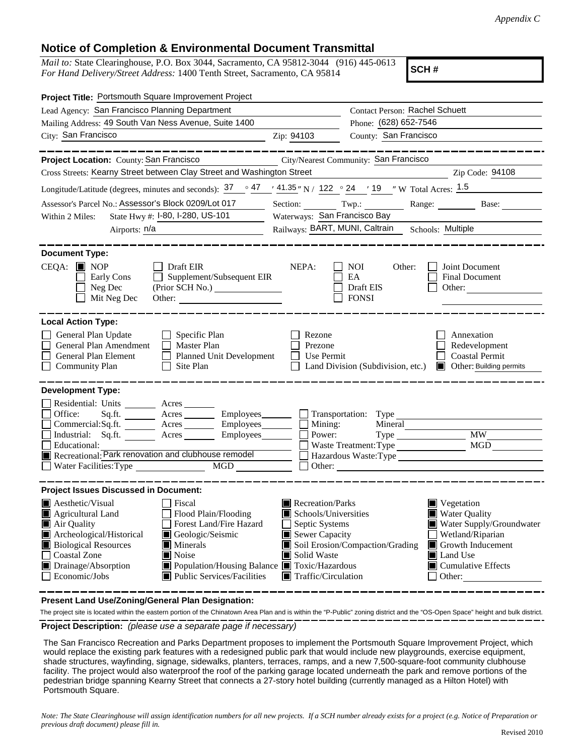*Appendix C*

## Notice of Completion & Environmental Document Transmittal

*Mail to:* State Clearinghouse, P.O. Box 3044, Sacramento, CA 95812-3044 (916) 445-0613
*For Hand Delivery/Street Address:* 1400 Tenth Street, Sacramento, CA 95814

**SCH #**

**Project Title:** Portsmouth Square Improvement Project

Lead Agency: San Francisco Planning Department
Contact Person: Rachel Schuett
Mailing Address: 49 South Van Ness Avenue, Suite 1400
Phone: (628) 652-7546
City: San Francisco
Zip: 94103
County: San Francisco

---

**Project Location:** County: San Francisco
City/Nearest Community: San Francisco
Cross Streets: Kearny Street between Clay Street and Washington Street
Zip Code: 94108
Longitude/Latitude (degrees, minutes and seconds): 37 ° 47 ′ 41.35 ″ N / 122 ° 24 ′ 19 ″ W Total Acres: 1.5
Assessor's Parcel No.: Assessor's Block 0209/Lot 017
Section: Twp.: Range: Base:
Within 2 Miles: State Hwy #: I-80, I-280, US-101
Waterways: San Francisco Bay
Airports: n/a
Railways: BART, MUNI, Caltrain
Schools: Multiple

---

**Document Type:**

CEQA:
- [x] NOP
- [ ] Early Cons
- [ ] Neg Dec
- [ ] Mit Neg Dec
- [ ] Draft EIR
- [ ] Supplement/Subsequent EIR (Prior SCH No.)
- Other:

NEPA:
- [ ] NOI
- [ ] EA
- [ ] Draft EIS
- [ ] FONSI

Other:
- [ ] Joint Document
- [ ] Final Document
- [ ] Other:

---

**Local Action Type:**

- [ ] General Plan Update
- [ ] General Plan Amendment
- [ ] General Plan Element
- [ ] Community Plan
- [ ] Specific Plan
- [ ] Master Plan
- [ ] Planned Unit Development
- [ ] Site Plan
- [ ] Rezone
- [ ] Prezone
- [ ] Use Permit
- [ ] Land Division (Subdivision, etc.)
- [ ] Annexation
- [ ] Redevelopment
- [ ] Coastal Permit
- [x] Other: Building permits

---

**Development Type:**

- [ ] Residential: Units ___ Acres ___
- [ ] Office: Sq.ft. ___ Acres ___ Employees ___
- [ ] Commercial: Sq.ft. ___ Acres ___ Employees ___
- [ ] Industrial: Sq.ft. ___ Acres ___ Employees ___
- [ ] Educational:
- [x] Recreational: Park renovation and clubhouse remodel
- [ ] Water Facilities: Type ___ MGD ___
- [ ] Transportation: Type
- [ ] Mining: Mineral
- [ ] Power: Type ___ MW
- [ ] Waste Treatment: Type ___ MGD
- [ ] Hazardous Waste: Type
- [ ] Other:

---

**Project Issues Discussed in Document:**

- [x] Aesthetic/Visual
- [x] Agricultural Land
- [x] Air Quality
- [x] Archeological/Historical
- [x] Biological Resources
- [ ] Coastal Zone
- [x] Drainage/Absorption
- [ ] Economic/Jobs
- [ ] Fiscal
- [ ] Flood Plain/Flooding
- [ ] Forest Land/Fire Hazard
- [x] Geologic/Seismic
- [x] Minerals
- [x] Noise
- [x] Population/Housing Balance
- [x] Public Services/Facilities
- [x] Recreation/Parks
- [x] Schools/Universities
- [ ] Septic Systems
- [x] Sewer Capacity
- [x] Soil Erosion/Compaction/Grading
- [x] Solid Waste
- [x] Toxic/Hazardous
- [x] Traffic/Circulation
- [x] Vegetation
- [x] Water Quality
- [x] Water Supply/Groundwater
- [ ] Wetland/Riparian
- [x] Growth Inducement
- [x] Land Use
- [x] Cumulative Effects
- [ ] Other:

---

**Present Land Use/Zoning/General Plan Designation:**

The project site is located within the eastern portion of the Chinatown Area Plan and is within the "P-Public" zoning district and the "OS-Open Space" height and bulk district.

**Project Description:** *(please use a separate page if necessary)*

The San Francisco Recreation and Parks Department proposes to implement the Portsmouth Square Improvement Project, which would replace the existing park features with a redesigned public park that would include new playgrounds, exercise equipment, shade structures, wayfinding, signage, sidewalks, planters, terraces, ramps, and a new 7,500-square-foot community clubhouse facility. The project would also waterproof the roof of the parking garage located underneath the park and remove portions of the pedestrian bridge spanning Kearny Street that connects a 27-story hotel building (currently managed as a Hilton Hotel) with Portsmouth Square.

*Note: The State Clearinghouse will assign identification numbers for all new projects. If a SCH number already exists for a project (e.g. Notice of Preparation or previous draft document) please fill in.*

Revised 2010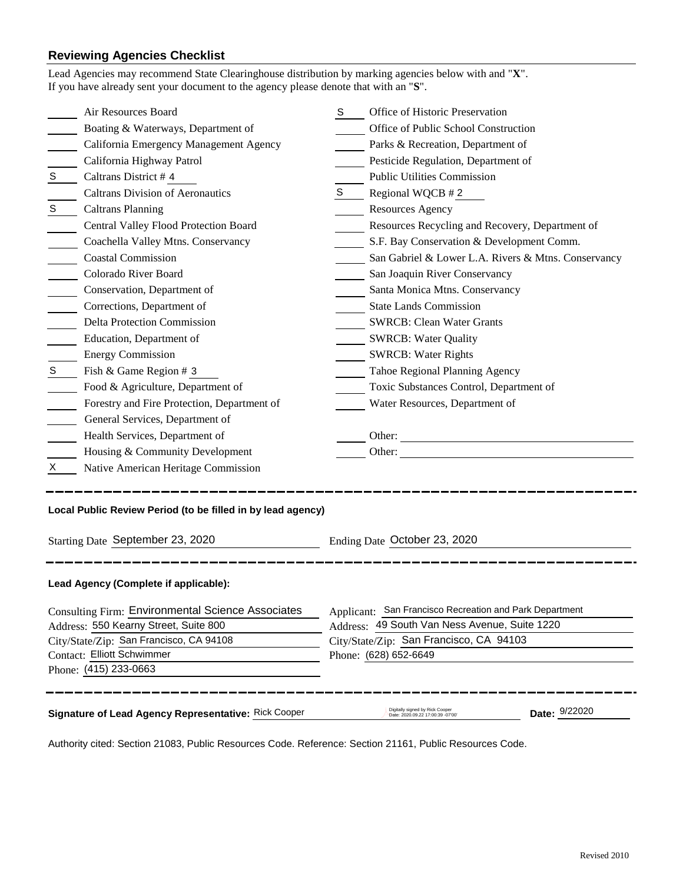## Reviewing Agencies Checklist

Lead Agencies may recommend State Clearinghouse distribution by marking agencies below with and "**X**".
If you have already sent your document to the agency please denote that with an "**S**".

| | | | |
|---|---|---|---|
| | Air Resources Board | S | Office of Historic Preservation |
| | Boating & Waterways, Department of | | Office of Public School Construction |
| | California Emergency Management Agency | | Parks & Recreation, Department of |
| | California Highway Patrol | | Pesticide Regulation, Department of |
| S | Caltrans District # 4 | | Public Utilities Commission |
| | Caltrans Division of Aeronautics | S | Regional WQCB # 2 |
| S | Caltrans Planning | | Resources Agency |
| | Central Valley Flood Protection Board | | Resources Recycling and Recovery, Department of |
| | Coachella Valley Mtns. Conservancy | | S.F. Bay Conservation & Development Comm. |
| | Coastal Commission | | San Gabriel & Lower L.A. Rivers & Mtns. Conservancy |
| | Colorado River Board | | San Joaquin River Conservancy |
| | Conservation, Department of | | Santa Monica Mtns. Conservancy |
| | Corrections, Department of | | State Lands Commission |
| | Delta Protection Commission | | SWRCB: Clean Water Grants |
| | Education, Department of | | SWRCB: Water Quality |
| | Energy Commission | | SWRCB: Water Rights |
| S | Fish & Game Region # 3 | | Tahoe Regional Planning Agency |
| | Food & Agriculture, Department of | | Toxic Substances Control, Department of |
| | Forestry and Fire Protection, Department of | | Water Resources, Department of |
| | General Services, Department of | | |
| | Health Services, Department of | | Other: |
| | Housing & Community Development | | Other: |
| X | Native American Heritage Commission | | |

---

**Local Public Review Period (to be filled in by lead agency)**

Starting Date September 23, 2020 Ending Date October 23, 2020

---

**Lead Agency (Complete if applicable):**

Consulting Firm: Environmental Science Associates
Address: 550 Kearny Street, Suite 800
City/State/Zip: San Francisco, CA 94108
Contact: Elliott Schwimmer
Phone: (415) 233-0663

Applicant: San Francisco Recreation and Park Department
Address: 49 South Van Ness Avenue, Suite 1220
City/State/Zip: San Francisco, CA 94103
Phone: (628) 652-6649

---

**Signature of Lead Agency Representative:** Rick Cooper Digitally signed by Rick Cooper Date: 2020.09.22 17:00:39 -07'00' **Date:** 9/22020

Authority cited: Section 21083, Public Resources Code. Reference: Section 21161, Public Resources Code.

Revised 2010